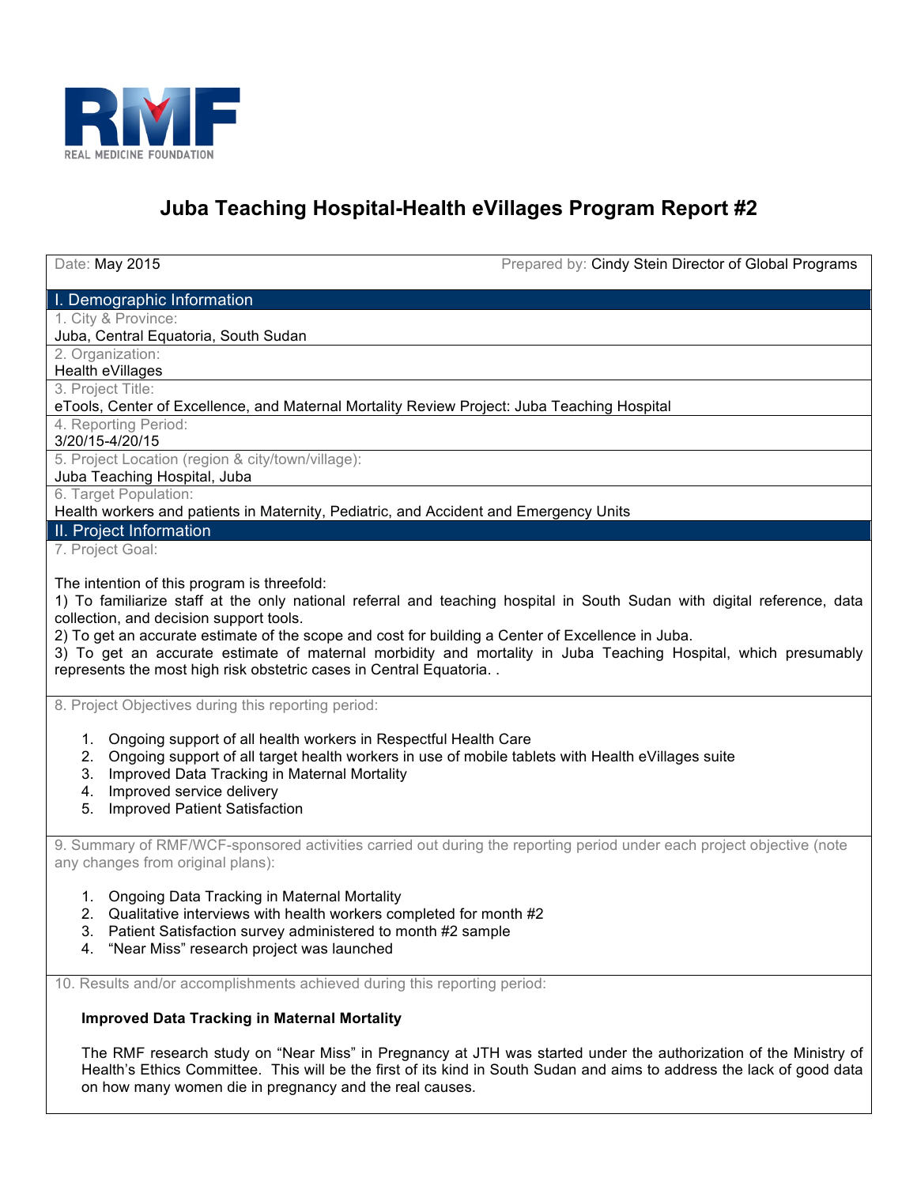# Juba Teaching Hospital-Health eVillages Program Report #2

Date: May 2015 | Prepared by: Cindy Stein Director of Global Programs

## I. Demographic Information

1. City & Province:
Juba, Central Equatoria, South Sudan

2. Organization:
Health eVillages

3. Project Title:
eTools, Center of Excellence, and Maternal Mortality Review Project: Juba Teaching Hospital

4. Reporting Period:
3/20/15-4/20/15

5. Project Location (region & city/town/village):
Juba Teaching Hospital, Juba

6. Target Population:
Health workers and patients in Maternity, Pediatric, and Accident and Emergency Units

## II. Project Information

7. Project Goal:

The intention of this program is threefold:
1) To familiarize staff at the only national referral and teaching hospital in South Sudan with digital reference, data collection, and decision support tools.
2) To get an accurate estimate of the scope and cost for building a Center of Excellence in Juba.
3) To get an accurate estimate of maternal morbidity and mortality in Juba Teaching Hospital, which presumably represents the most high risk obstetric cases in Central Equatoria. .

8. Project Objectives during this reporting period:

1. Ongoing support of all health workers in Respectful Health Care
2. Ongoing support of all target health workers in use of mobile tablets with Health eVillages suite
3. Improved Data Tracking in Maternal Mortality
4. Improved service delivery
5. Improved Patient Satisfaction

9. Summary of RMF/WCF-sponsored activities carried out during the reporting period under each project objective (note any changes from original plans):

1. Ongoing Data Tracking in Maternal Mortality
2. Qualitative interviews with health workers completed for month #2
3. Patient Satisfaction survey administered to month #2 sample
4. "Near Miss" research project was launched

10. Results and/or accomplishments achieved during this reporting period:

**Improved Data Tracking in Maternal Mortality**

The RMF research study on "Near Miss" in Pregnancy at JTH was started under the authorization of the Ministry of Health's Ethics Committee. This will be the first of its kind in South Sudan and aims to address the lack of good data on how many women die in pregnancy and the real causes.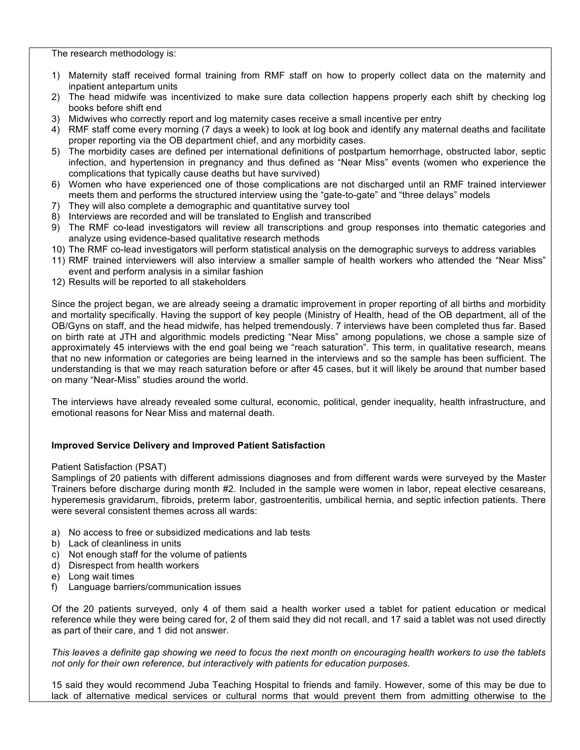The research methodology is:

1) Maternity staff received formal training from RMF staff on how to properly collect data on the maternity and inpatient antepartum units
2) The head midwife was incentivized to make sure data collection happens properly each shift by checking log books before shift end
3) Midwives who correctly report and log maternity cases receive a small incentive per entry
4) RMF staff come every morning (7 days a week) to look at log book and identify any maternal deaths and facilitate proper reporting via the OB department chief, and any morbidity cases.
5) The morbidity cases are defined per international definitions of postpartum hemorrhage, obstructed labor, septic infection, and hypertension in pregnancy and thus defined as "Near Miss" events (women who experience the complications that typically cause deaths but have survived)
6) Women who have experienced one of those complications are not discharged until an RMF trained interviewer meets them and performs the structured interview using the "gate-to-gate" and "three delays" models
7) They will also complete a demographic and quantitative survey tool
8) Interviews are recorded and will be translated to English and transcribed
9) The RMF co-lead investigators will review all transcriptions and group responses into thematic categories and analyze using evidence-based qualitative research methods
10) The RMF co-lead investigators will perform statistical analysis on the demographic surveys to address variables
11) RMF trained interviewers will also interview a smaller sample of health workers who attended the "Near Miss" event and perform analysis in a similar fashion
12) Results will be reported to all stakeholders

Since the project began, we are already seeing a dramatic improvement in proper reporting of all births and morbidity and mortality specifically. Having the support of key people (Ministry of Health, head of the OB department, all of the OB/Gyns on staff, and the head midwife, has helped tremendously. 7 interviews have been completed thus far. Based on birth rate at JTH and algorithmic models predicting "Near Miss" among populations, we chose a sample size of approximately 45 interviews with the end goal being we "reach saturation". This term, in qualitative research, means that no new information or categories are being learned in the interviews and so the sample has been sufficient. The understanding is that we may reach saturation before or after 45 cases, but it will likely be around that number based on many "Near-Miss" studies around the world.

The interviews have already revealed some cultural, economic, political, gender inequality, health infrastructure, and emotional reasons for Near Miss and maternal death.

**Improved Service Delivery and Improved Patient Satisfaction**

Patient Satisfaction (PSAT)

Samplings of 20 patients with different admissions diagnoses and from different wards were surveyed by the Master Trainers before discharge during month #2. Included in the sample were women in labor, repeat elective cesareans, hyperemesis gravidarum, fibroids, preterm labor, gastroenteritis, umbilical hernia, and septic infection patients. There were several consistent themes across all wards:

a) No access to free or subsidized medications and lab tests
b) Lack of cleanliness in units
c) Not enough staff for the volume of patients
d) Disrespect from health workers
e) Long wait times
f) Language barriers/communication issues

Of the 20 patients surveyed, only 4 of them said a health worker used a tablet for patient education or medical reference while they were being cared for, 2 of them said they did not recall, and 17 said a tablet was not used directly as part of their care, and 1 did not answer.

*This leaves a definite gap showing we need to focus the next month on encouraging health workers to use the tablets not only for their own reference, but interactively with patients for education purposes.*

15 said they would recommend Juba Teaching Hospital to friends and family. However, some of this may be due to lack of alternative medical services or cultural norms that would prevent them from admitting otherwise to the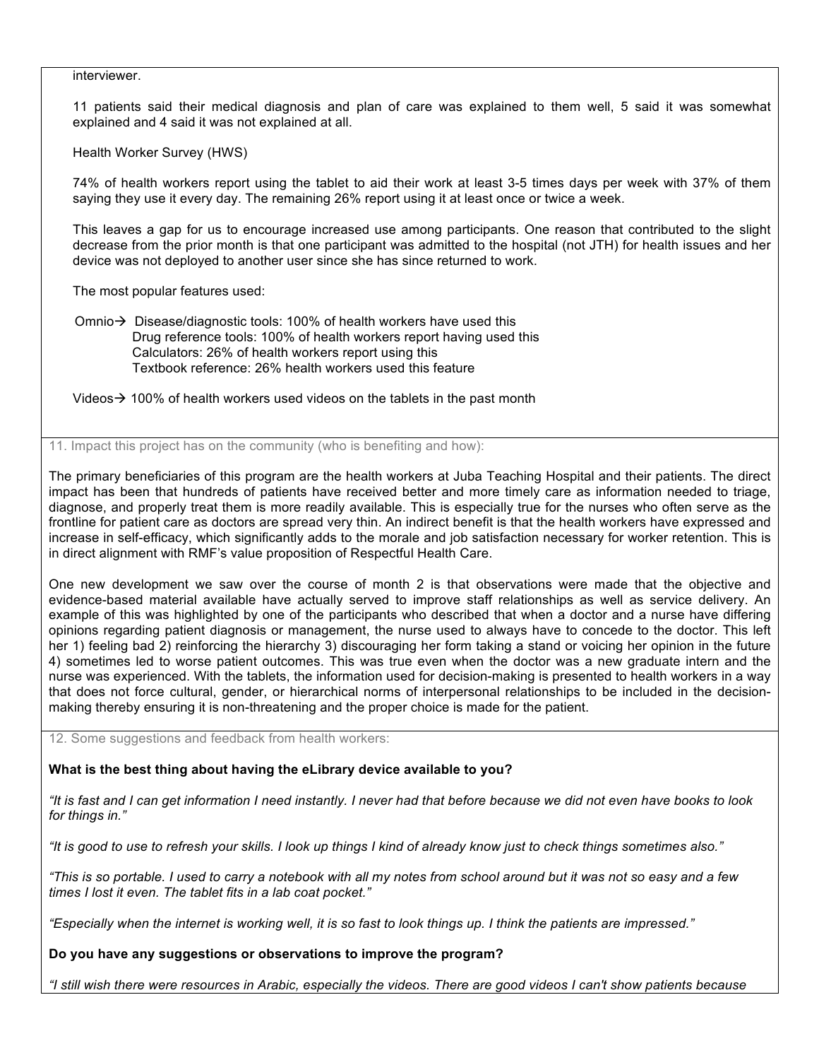interviewer.

11 patients said their medical diagnosis and plan of care was explained to them well, 5 said it was somewhat explained and 4 said it was not explained at all.

Health Worker Survey (HWS)

74% of health workers report using the tablet to aid their work at least 3-5 times days per week with 37% of them saying they use it every day. The remaining 26% report using it at least once or twice a week.

This leaves a gap for us to encourage increased use among participants. One reason that contributed to the slight decrease from the prior month is that one participant was admitted to the hospital (not JTH) for health issues and her device was not deployed to another user since she has since returned to work.

The most popular features used:

Omnio→ Disease/diagnostic tools: 100% of health workers have used this
Drug reference tools: 100% of health workers report having used this
Calculators: 26% of health workers report using this
Textbook reference: 26% health workers used this feature

Videos→ 100% of health workers used videos on the tablets in the past month

11. Impact this project has on the community (who is benefiting and how):

The primary beneficiaries of this program are the health workers at Juba Teaching Hospital and their patients. The direct impact has been that hundreds of patients have received better and more timely care as information needed to triage, diagnose, and properly treat them is more readily available. This is especially true for the nurses who often serve as the frontline for patient care as doctors are spread very thin. An indirect benefit is that the health workers have expressed and increase in self-efficacy, which significantly adds to the morale and job satisfaction necessary for worker retention. This is in direct alignment with RMF's value proposition of Respectful Health Care.

One new development we saw over the course of month 2 is that observations were made that the objective and evidence-based material available have actually served to improve staff relationships as well as service delivery. An example of this was highlighted by one of the participants who described that when a doctor and a nurse have differing opinions regarding patient diagnosis or management, the nurse used to always have to concede to the doctor. This left her 1) feeling bad 2) reinforcing the hierarchy 3) discouraging her form taking a stand or voicing her opinion in the future 4) sometimes led to worse patient outcomes. This was true even when the doctor was a new graduate intern and the nurse was experienced. With the tablets, the information used for decision-making is presented to health workers in a way that does not force cultural, gender, or hierarchical norms of interpersonal relationships to be included in the decision-making thereby ensuring it is non-threatening and the proper choice is made for the patient.

12. Some suggestions and feedback from health workers:

**What is the best thing about having the eLibrary device available to you?**

*"It is fast and I can get information I need instantly. I never had that before because we did not even have books to look for things in."*

*"It is good to use to refresh your skills. I look up things I kind of already know just to check things sometimes also."*

*"This is so portable. I used to carry a notebook with all my notes from school around but it was not so easy and a few times I lost it even. The tablet fits in a lab coat pocket."*

*"Especially when the internet is working well, it is so fast to look things up. I think the patients are impressed."*

**Do you have any suggestions or observations to improve the program?**

*"I still wish there were resources in Arabic, especially the videos. There are good videos I can't show patients because*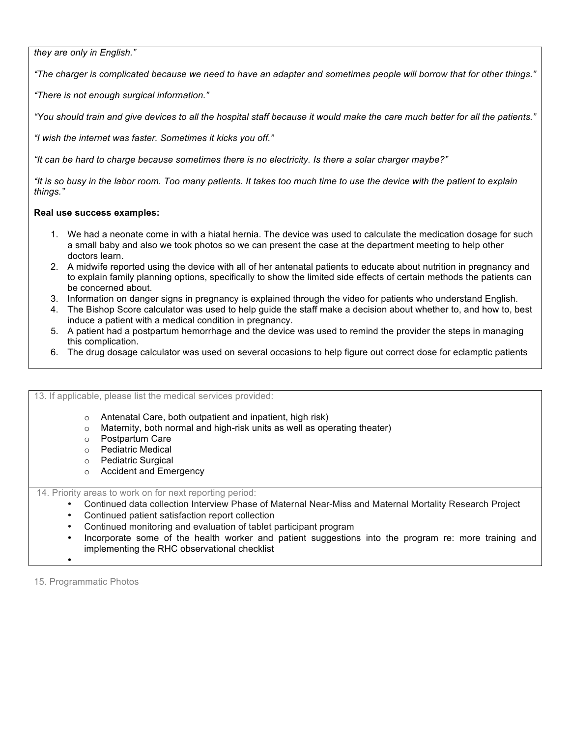*they are only in English."*

*"The charger is complicated because we need to have an adapter and sometimes people will borrow that for other things."*

*"There is not enough surgical information."*

*"You should train and give devices to all the hospital staff because it would make the care much better for all the patients."*

*"I wish the internet was faster. Sometimes it kicks you off."*

*"It can be hard to charge because sometimes there is no electricity. Is there a solar charger maybe?"*

*"It is so busy in the labor room. Too many patients. It takes too much time to use the device with the patient to explain things."*

**Real use success examples:**

1. We had a neonate come in with a hiatal hernia. The device was used to calculate the medication dosage for such a small baby and also we took photos so we can present the case at the department meeting to help other doctors learn.
2. A midwife reported using the device with all of her antenatal patients to educate about nutrition in pregnancy and to explain family planning options, specifically to show the limited side effects of certain methods the patients can be concerned about.
3. Information on danger signs in pregnancy is explained through the video for patients who understand English.
4. The Bishop Score calculator was used to help guide the staff make a decision about whether to, and how to, best induce a patient with a medical condition in pregnancy.
5. A patient had a postpartum hemorrhage and the device was used to remind the provider the steps in managing this complication.
6. The drug dosage calculator was used on several occasions to help figure out correct dose for eclamptic patients

13. If applicable, please list the medical services provided:

- Antenatal Care, both outpatient and inpatient, high risk)
- Maternity, both normal and high-risk units as well as operating theater)
- Postpartum Care
- Pediatric Medical
- Pediatric Surgical
- Accident and Emergency

14. Priority areas to work on for next reporting period:

- Continued data collection Interview Phase of Maternal Near-Miss and Maternal Mortality Research Project
- Continued patient satisfaction report collection
- Continued monitoring and evaluation of tablet participant program
- Incorporate some of the health worker and patient suggestions into the program re: more training and implementing the RHC observational checklist
- 

15. Programmatic Photos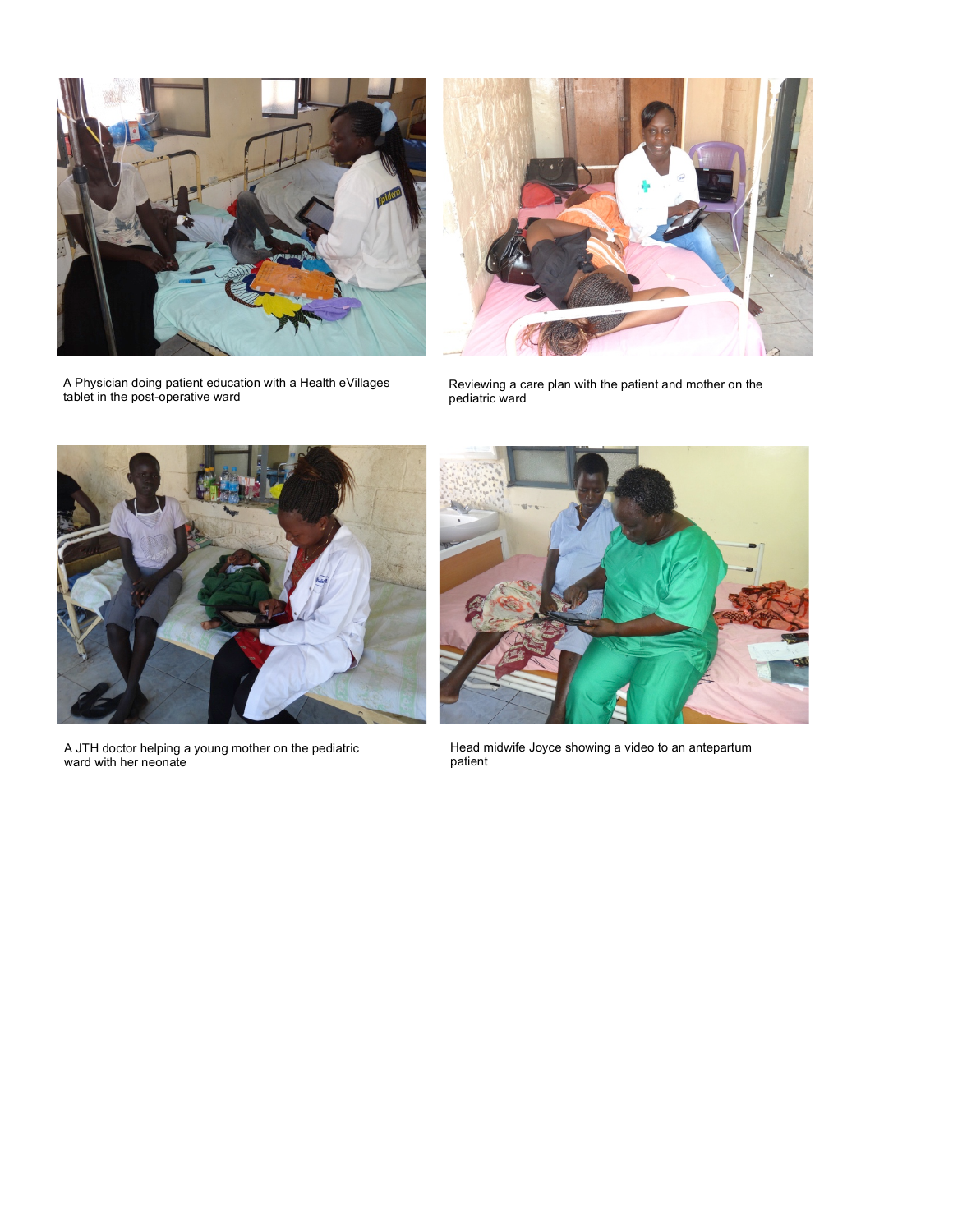A Physician doing patient education with a Health eVillages tablet in the post-operative ward

Reviewing a care plan with the patient and mother on the pediatric ward

A JTH doctor helping a young mother on the pediatric ward with her neonate

Head midwife Joyce showing a video to an antepartum patient